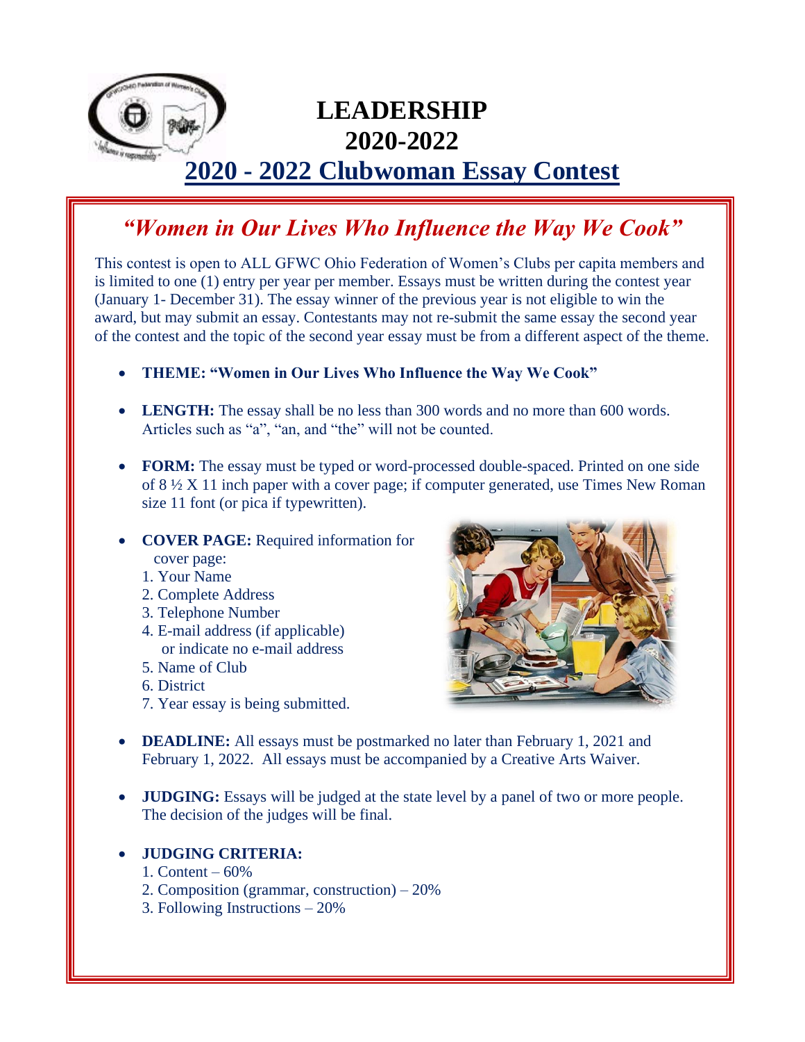# LEADERSHIP
# 2020-2022

## 2020 - 2022 Clubwoman Essay Contest

### *"Women in Our Lives Who Influence the Way We Cook"*

This contest is open to ALL GFWC Ohio Federation of Women's Clubs per capita members and is limited to one (1) entry per year per member. Essays must be written during the contest year (January 1- December 31). The essay winner of the previous year is not eligible to win the award, but may submit an essay. Contestants may not re-submit the same essay the second year of the contest and the topic of the second year essay must be from a different aspect of the theme.

- **THEME: "Women in Our Lives Who Influence the Way We Cook"**
- **LENGTH:** The essay shall be no less than 300 words and no more than 600 words. Articles such as "a", "an, and "the" will not be counted.
- **FORM:** The essay must be typed or word-processed double-spaced. Printed on one side of 8 ½ X 11 inch paper with a cover page; if computer generated, use Times New Roman size 11 font (or pica if typewritten).
- **COVER PAGE:** Required information for cover page:
  1. Your Name
  2. Complete Address
  3. Telephone Number
  4. E-mail address (if applicable) or indicate no e-mail address
  5. Name of Club
  6. District
  7. Year essay is being submitted.
- **DEADLINE:** All essays must be postmarked no later than February 1, 2021 and February 1, 2022. All essays must be accompanied by a Creative Arts Waiver.
- **JUDGING:** Essays will be judged at the state level by a panel of two or more people. The decision of the judges will be final.
- **JUDGING CRITERIA:**
  1. Content – 60%
  2. Composition (grammar, construction) – 20%
  3. Following Instructions – 20%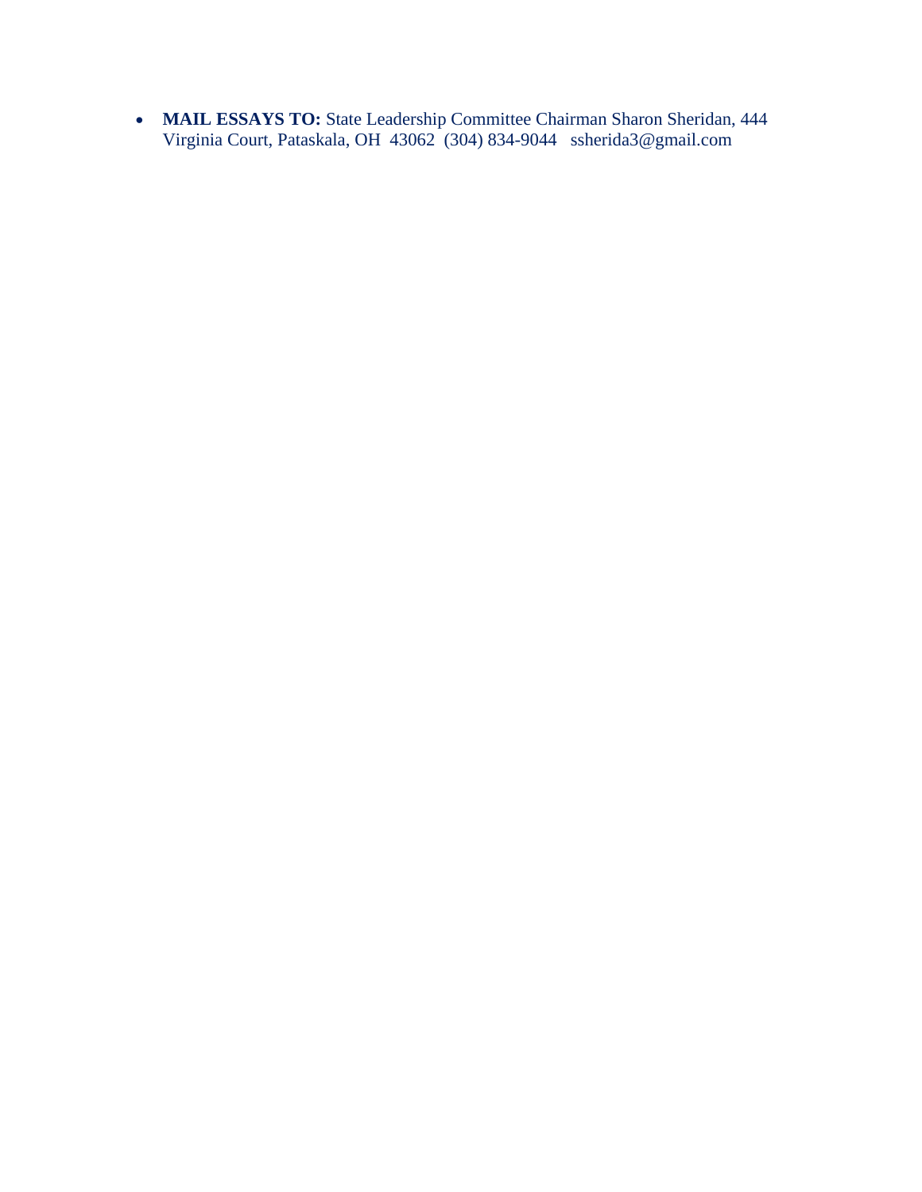- **MAIL ESSAYS TO:** State Leadership Committee Chairman Sharon Sheridan, 444 Virginia Court, Pataskala, OH  43062  (304) 834-9044   ssherida3@gmail.com